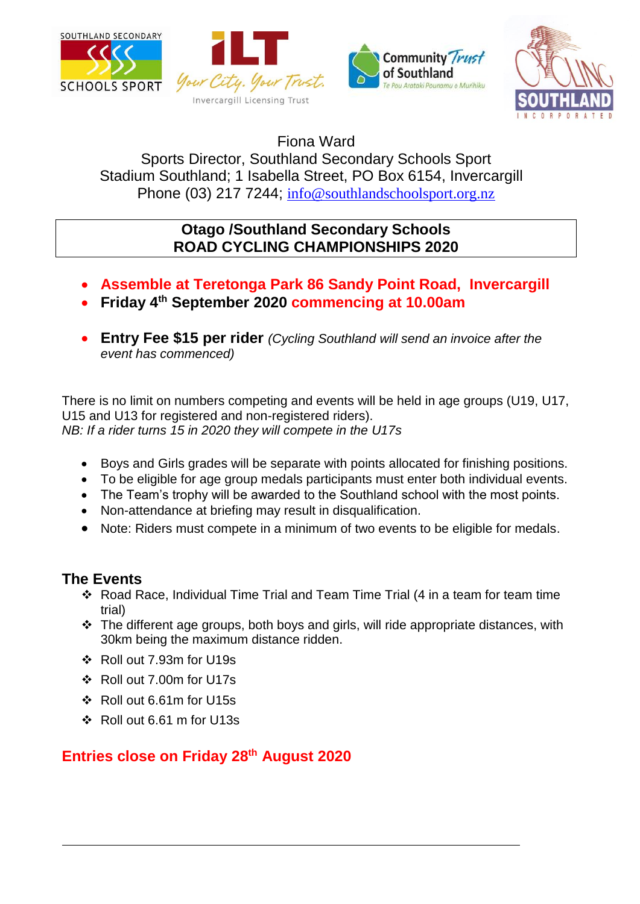Fiona Ward
Sports Director, Southland Secondary Schools Sport
Stadium Southland; 1 Isabella Street, PO Box 6154, Invercargill
Phone (03) 217 7244; info@southlandschoolsport.org.nz

## Otago /Southland Secondary Schools
## ROAD CYCLING CHAMPIONSHIPS 2020

- **Assemble at Teretonga Park 86 Sandy Point Road, Invercargill**
- **Friday 4th September 2020 commencing at 10.00am**

- **Entry Fee $15 per rider** *(Cycling Southland will send an invoice after the event has commenced)*

There is no limit on numbers competing and events will be held in age groups (U19, U17, U15 and U13 for registered and non-registered riders).
*NB: If a rider turns 15 in 2020 they will compete in the U17s*

- Boys and Girls grades will be separate with points allocated for finishing positions.
- To be eligible for age group medals participants must enter both individual events.
- The Team's trophy will be awarded to the Southland school with the most points.
- Non-attendance at briefing may result in disqualification.
- Note: Riders must compete in a minimum of two events to be eligible for medals.

### The Events

- Road Race, Individual Time Trial and Team Time Trial (4 in a team for team time trial)
- The different age groups, both boys and girls, will ride appropriate distances, with 30km being the maximum distance ridden.
- Roll out 7.93m for U19s
- Roll out 7.00m for U17s
- Roll out 6.61m for U15s
- Roll out 6.61 m for U13s

**Entries close on Friday 28th August 2020**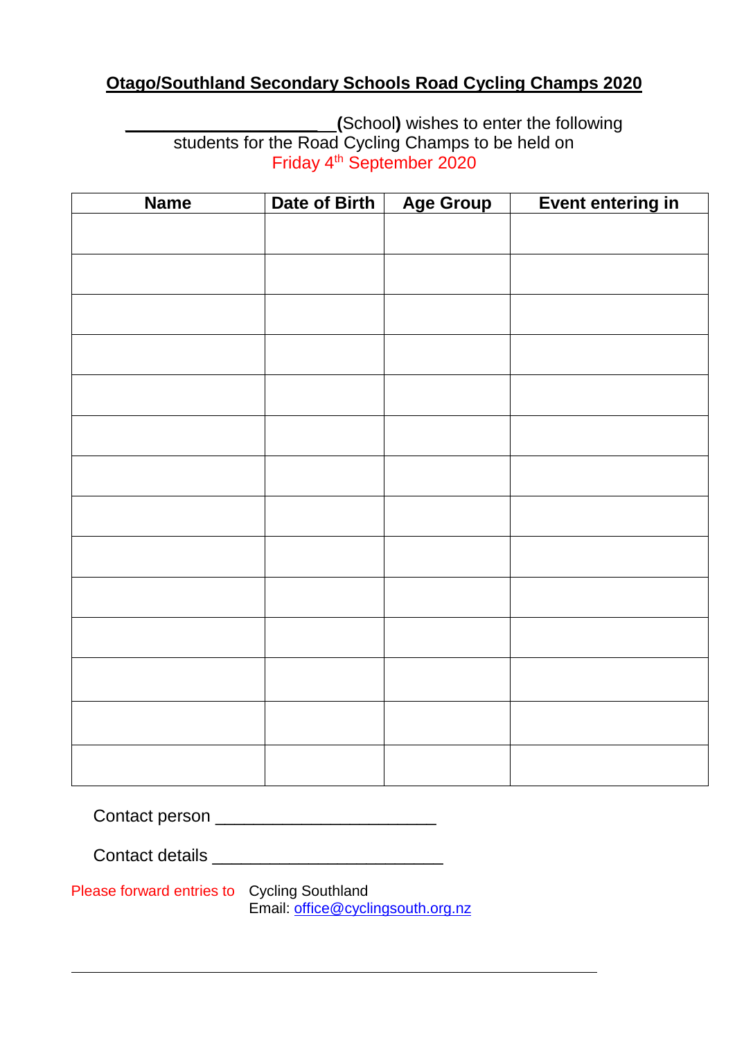**Otago/Southland Secondary Schools Road Cycling Champs 2020**

________________________ **(**School**)** wishes to enter the following students for the Road Cycling Champs to be held on Friday 4th September 2020

| Name | Date of Birth | Age Group | Event entering in |
|---|---|---|---|
| | | | |
| | | | |
| | | | |
| | | | |
| | | | |
| | | | |
| | | | |
| | | | |
| | | | |
| | | | |
| | | | |
| | | | |
| | | | |
| | | | |

Contact person ______________________

Contact details ________________________

Please forward entries to Cycling Southland
Email: office@cyclingsouth.org.nz